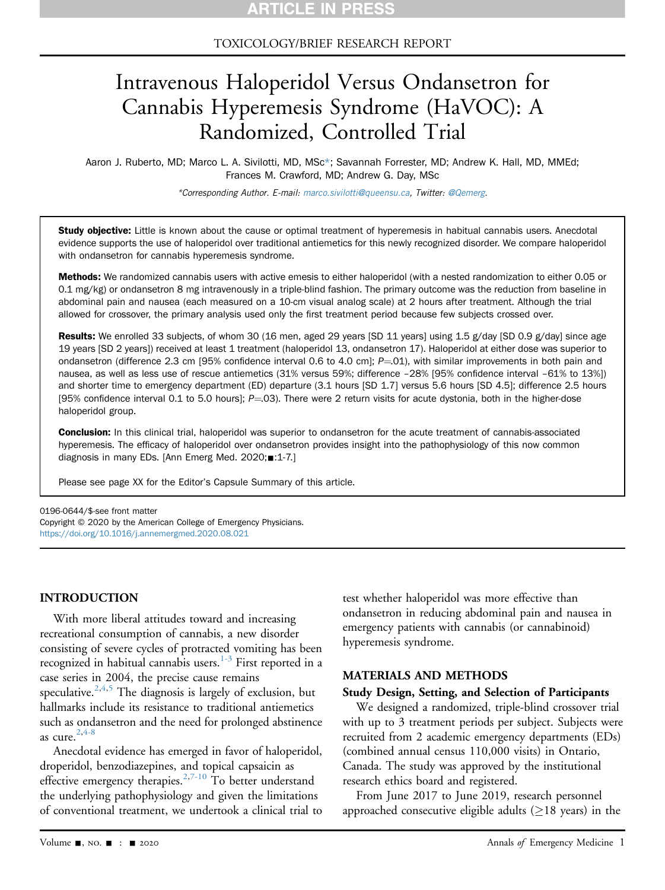ARTICLE IN PRESS

TOXICOLOGY/BRIEF RESEARCH REPORT

# Intravenous Haloperidol Versus Ondansetron for Cannabis Hyperemesis Syndrome (HaVOC): A Randomized, Controlled Trial

Aaron J. Ruberto, MD; Marco L. A. Sivilotti, MD, MSc*; Savannah Forrester, MD; Andrew K. Hall, MD, MMEd; Frances M. Crawford, MD; Andrew G. Day, MSc

*Corresponding Author. E-mail: marco.sivilotti@queensu.ca, Twitter: @Qemerg.

**Study objective:** Little is known about the cause or optimal treatment of hyperemesis in habitual cannabis users. Anecdotal evidence supports the use of haloperidol over traditional antiemetics for this newly recognized disorder. We compare haloperidol with ondansetron for cannabis hyperemesis syndrome.

**Methods:** We randomized cannabis users with active emesis to either haloperidol (with a nested randomization to either 0.05 or 0.1 mg/kg) or ondansetron 8 mg intravenously in a triple-blind fashion. The primary outcome was the reduction from baseline in abdominal pain and nausea (each measured on a 10-cm visual analog scale) at 2 hours after treatment. Although the trial allowed for crossover, the primary analysis used only the first treatment period because few subjects crossed over.

**Results:** We enrolled 33 subjects, of whom 30 (16 men, aged 29 years [SD 11 years] using 1.5 g/day [SD 0.9 g/day] since age 19 years [SD 2 years]) received at least 1 treatment (haloperidol 13, ondansetron 17). Haloperidol at either dose was superior to ondansetron (difference 2.3 cm [95% confidence interval 0.6 to 4.0 cm]; $P=.01$), with similar improvements in both pain and nausea, as well as less use of rescue antiemetics (31% versus 59%; difference –28% [95% confidence interval –61% to 13%]) and shorter time to emergency department (ED) departure (3.1 hours [SD 1.7] versus 5.6 hours [SD 4.5]; difference 2.5 hours [95% confidence interval 0.1 to 5.0 hours]; $P=.03$). There were 2 return visits for acute dystonia, both in the higher-dose haloperidol group.

**Conclusion:** In this clinical trial, haloperidol was superior to ondansetron for the acute treatment of cannabis-associated hyperemesis. The efficacy of haloperidol over ondansetron provides insight into the pathophysiology of this now common diagnosis in many EDs. [Ann Emerg Med. 2020;■:1-7.]

Please see page XX for the Editor's Capsule Summary of this article.

0196-0644/$-see front matter
Copyright © 2020 by the American College of Emergency Physicians.
https://doi.org/10.1016/j.annemergmed.2020.08.021

## INTRODUCTION

With more liberal attitudes toward and increasing recreational consumption of cannabis, a new disorder consisting of severe cycles of protracted vomiting has been recognized in habitual cannabis users.[1-3] First reported in a case series in 2004, the precise cause remains speculative.[2,4,5] The diagnosis is largely of exclusion, but hallmarks include its resistance to traditional antiemetics such as ondansetron and the need for prolonged abstinence as cure.[2,4-8]

Anecdotal evidence has emerged in favor of haloperidol, droperidol, benzodiazepines, and topical capsaicin as effective emergency therapies.[2,7-10] To better understand the underlying pathophysiology and given the limitations of conventional treatment, we undertook a clinical trial to test whether haloperidol was more effective than ondansetron in reducing abdominal pain and nausea in emergency patients with cannabis (or cannabinoid) hyperemesis syndrome.

## MATERIALS AND METHODS

### Study Design, Setting, and Selection of Participants

We designed a randomized, triple-blind crossover trial with up to 3 treatment periods per subject. Subjects were recruited from 2 academic emergency departments (EDs) (combined annual census 110,000 visits) in Ontario, Canada. The study was approved by the institutional research ethics board and registered.

From June 2017 to June 2019, research personnel approached consecutive eligible adults (≥18 years) in the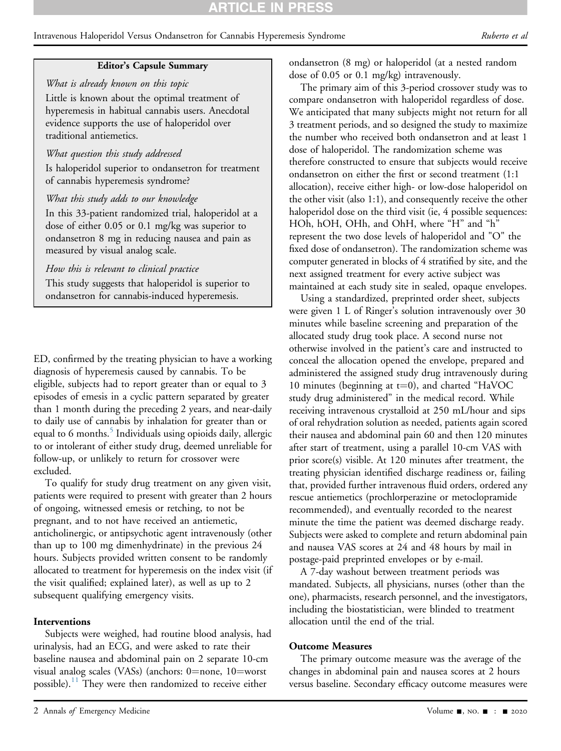**Editor's Capsule Summary**

*What is already known on this topic*

Little is known about the optimal treatment of hyperemesis in habitual cannabis users. Anecdotal evidence supports the use of haloperidol over traditional antiemetics.

*What question this study addressed*

Is haloperidol superior to ondansetron for treatment of cannabis hyperemesis syndrome?

*What this study adds to our knowledge*

In this 33-patient randomized trial, haloperidol at a dose of either 0.05 or 0.1 mg/kg was superior to ondansetron 8 mg in reducing nausea and pain as measured by visual analog scale.

*How this is relevant to clinical practice*

This study suggests that haloperidol is superior to ondansetron for cannabis-induced hyperemesis.

ED, confirmed by the treating physician to have a working diagnosis of hyperemesis caused by cannabis. To be eligible, subjects had to report greater than or equal to 3 episodes of emesis in a cyclic pattern separated by greater than 1 month during the preceding 2 years, and near-daily to daily use of cannabis by inhalation for greater than or equal to 6 months.[5] Individuals using opioids daily, allergic to or intolerant of either study drug, deemed unreliable for follow-up, or unlikely to return for crossover were excluded.

To qualify for study drug treatment on any given visit, patients were required to present with greater than 2 hours of ongoing, witnessed emesis or retching, to not be pregnant, and to not have received an antiemetic, anticholinergic, or antipsychotic agent intravenously (other than up to 100 mg dimenhydrinate) in the previous 24 hours. Subjects provided written consent to be randomly allocated to treatment for hyperemesis on the index visit (if the visit qualified; explained later), as well as up to 2 subsequent qualifying emergency visits.

#### Interventions

Subjects were weighed, had routine blood analysis, had urinalysis, had an ECG, and were asked to rate their baseline nausea and abdominal pain on 2 separate 10-cm visual analog scales (VASs) (anchors: 0=none, 10=worst possible).[11] They were then randomized to receive either ondansetron (8 mg) or haloperidol (at a nested random dose of 0.05 or 0.1 mg/kg) intravenously.

The primary aim of this 3-period crossover study was to compare ondansetron with haloperidol regardless of dose. We anticipated that many subjects might not return for all 3 treatment periods, and so designed the study to maximize the number who received both ondansetron and at least 1 dose of haloperidol. The randomization scheme was therefore constructed to ensure that subjects would receive ondansetron on either the first or second treatment (1:1 allocation), receive either high- or low-dose haloperidol on the other visit (also 1:1), and consequently receive the other haloperidol dose on the third visit (ie, 4 possible sequences: HOh, hOH, OHh, and OhH, where "H" and "h" represent the two dose levels of haloperidol and "O" the fixed dose of ondansetron). The randomization scheme was computer generated in blocks of 4 stratified by site, and the next assigned treatment for every active subject was maintained at each study site in sealed, opaque envelopes.

Using a standardized, preprinted order sheet, subjects were given 1 L of Ringer's solution intravenously over 30 minutes while baseline screening and preparation of the allocated study drug took place. A second nurse not otherwise involved in the patient's care and instructed to conceal the allocation opened the envelope, prepared and administered the assigned study drug intravenously during 10 minutes (beginning at t=0), and charted "HaVOC study drug administered" in the medical record. While receiving intravenous crystalloid at 250 mL/hour and sips of oral rehydration solution as needed, patients again scored their nausea and abdominal pain 60 and then 120 minutes after start of treatment, using a parallel 10-cm VAS with prior score(s) visible. At 120 minutes after treatment, the treating physician identified discharge readiness or, failing that, provided further intravenous fluid orders, ordered any rescue antiemetics (prochlorperazine or metoclopramide recommended), and eventually recorded to the nearest minute the time the patient was deemed discharge ready. Subjects were asked to complete and return abdominal pain and nausea VAS scores at 24 and 48 hours by mail in postage-paid preprinted envelopes or by e-mail.

A 7-day washout between treatment periods was mandated. Subjects, all physicians, nurses (other than the one), pharmacists, research personnel, and the investigators, including the biostatistician, were blinded to treatment allocation until the end of the trial.

#### Outcome Measures

The primary outcome measure was the average of the changes in abdominal pain and nausea scores at 2 hours versus baseline. Secondary efficacy outcome measures were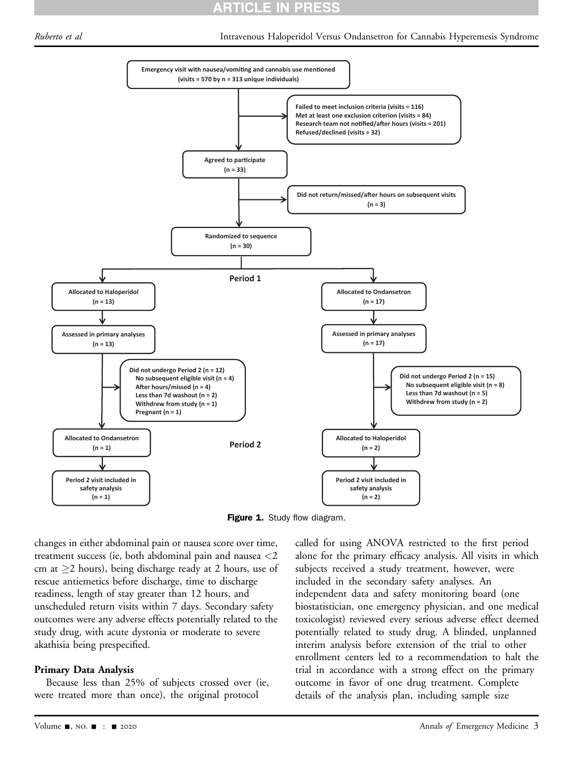Emergency visit with nausea/vomiting and cannabis use mentioned
(visits = 570 by n = 313 unique individuals)

Failed to meet inclusion criteria (visits = 116)
Met at least one exclusion criterion (visits = 84)
Research team not notified/after hours (visits = 201)
Refused/declined (visits = 32)

Agreed to participate
(n = 33)

Did not return/missed/after hours on subsequent visits
(n = 3)

Randomized to sequence
(n = 30)

Period 1

Allocated to Haloperidol
(n = 13)

Allocated to Ondansetron
(n = 17)

Assessed in primary analyses
(n = 13)

Assessed in primary analyses
(n = 17)

Did not undergo Period 2 (n = 12)
No subsequent eligible visit (n = 4)
After hours/missed (n = 4)
Less than 7d washout (n = 2)
Withdrew from study (n = 1)
Pregnant (n = 1)

Did not undergo Period 2 (n = 15)
No subsequent eligible visit (n = 8)
Less than 7d washout (n = 5)
Withdrew from study (n = 2)

Period 2

Allocated to Ondansetron
(n = 1)

Allocated to Haloperidol
(n = 2)

Period 2 visit included in safety analysis
(n = 1)

Period 2 visit included in safety analysis
(n = 2)

**Figure 1.** Study flow diagram.

changes in either abdominal pain or nausea score over time, treatment success (ie, both abdominal pain and nausea <2 cm at ≥2 hours), being discharge ready at 2 hours, use of rescue antiemetics before discharge, time to discharge readiness, length of stay greater than 12 hours, and unscheduled return visits within 7 days. Secondary safety outcomes were any adverse effects potentially related to the study drug, with acute dystonia or moderate to severe akathisia being prespecified.

### Primary Data Analysis

Because less than 25% of subjects crossed over (ie, were treated more than once), the original protocol called for using ANOVA restricted to the first period alone for the primary efficacy analysis. All visits in which subjects received a study treatment, however, were included in the secondary safety analyses. An independent data and safety monitoring board (one biostatistician, one emergency physician, and one medical toxicologist) reviewed every serious adverse effect deemed potentially related to study drug. A blinded, unplanned interim analysis before extension of the trial to other enrollment centers led to a recommendation to halt the trial in accordance with a strong effect on the primary outcome in favor of one drug treatment. Complete details of the analysis plan, including sample size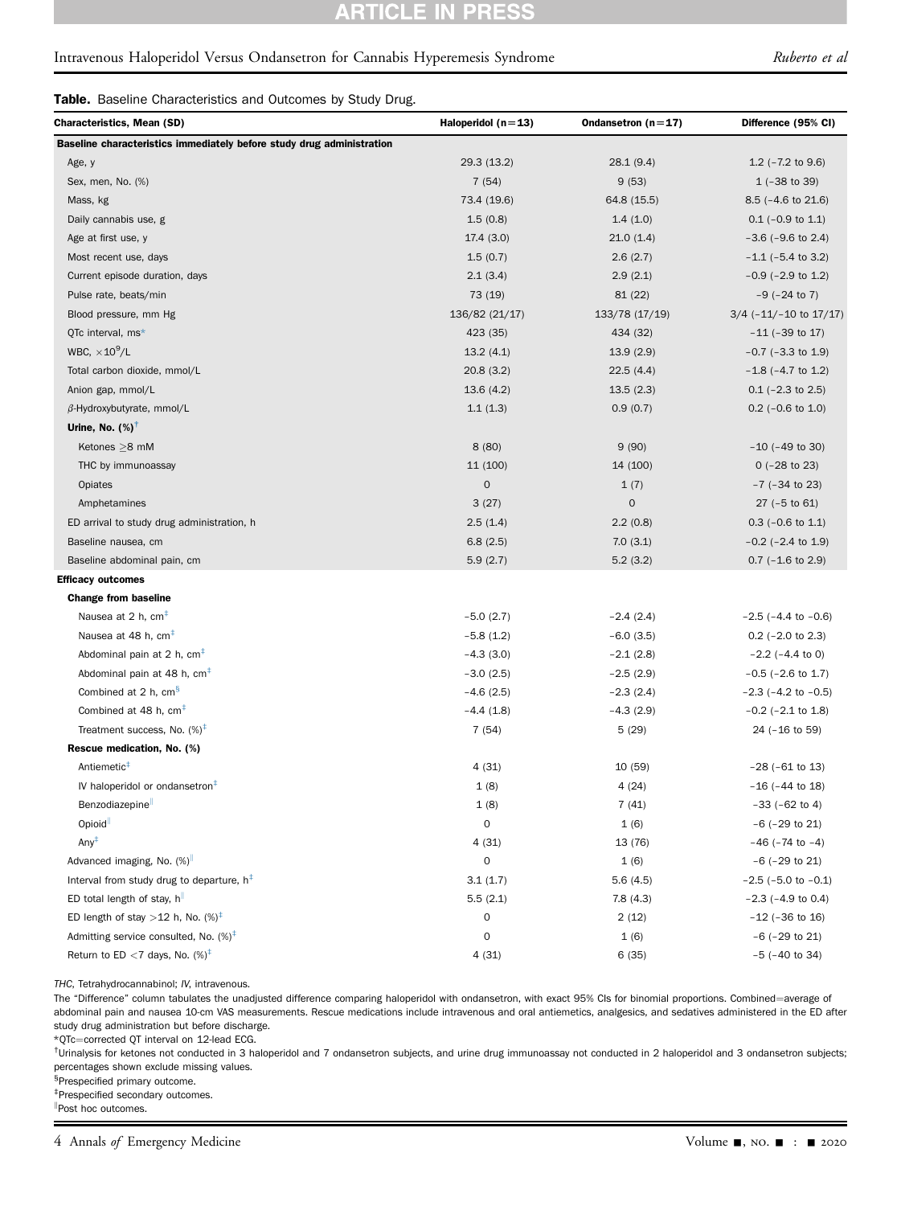**Table.** Baseline Characteristics and Outcomes by Study Drug.

| Characteristics, Mean (SD) | Haloperidol (n=13) | Ondansetron (n=17) | Difference (95% CI) |
|---|---|---|---|
| **Baseline characteristics immediately before study drug administration** | | | |
| Age, y | 29.3 (13.2) | 28.1 (9.4) | 1.2 (−7.2 to 9.6) |
| Sex, men, No. (%) | 7 (54) | 9 (53) | 1 (−38 to 39) |
| Mass, kg | 73.4 (19.6) | 64.8 (15.5) | 8.5 (−4.6 to 21.6) |
| Daily cannabis use, g | 1.5 (0.8) | 1.4 (1.0) | 0.1 (−0.9 to 1.1) |
| Age at first use, y | 17.4 (3.0) | 21.0 (1.4) | −3.6 (−9.6 to 2.4) |
| Most recent use, days | 1.5 (0.7) | 2.6 (2.7) | −1.1 (−5.4 to 3.2) |
| Current episode duration, days | 2.1 (3.4) | 2.9 (2.1) | −0.9 (−2.9 to 1.2) |
| Pulse rate, beats/min | 73 (19) | 81 (22) | −9 (−24 to 7) |
| Blood pressure, mm Hg | 136/82 (21/17) | 133/78 (17/19) | 3/4 (−11/−10 to 17/17) |
| QTc interval, ms* | 423 (35) | 434 (32) | −11 (−39 to 17) |
| WBC, $\times 10^9$/L | 13.2 (4.1) | 13.9 (2.9) | −0.7 (−3.3 to 1.9) |
| Total carbon dioxide, mmol/L | 20.8 (3.2) | 22.5 (4.4) | −1.8 (−4.7 to 1.2) |
| Anion gap, mmol/L | 13.6 (4.2) | 13.5 (2.3) | 0.1 (−2.3 to 2.5) |
| $\beta$-Hydroxybutyrate, mmol/L | 1.1 (1.3) | 0.9 (0.7) | 0.2 (−0.6 to 1.0) |
| **Urine, No. (%)**[†] | | | |
| Ketones ≥8 mM | 8 (80) | 9 (90) | −10 (−49 to 30) |
| THC by immunoassay | 11 (100) | 14 (100) | 0 (−28 to 23) |
| Opiates | 0 | 1 (7) | −7 (−34 to 23) |
| Amphetamines | 3 (27) | 0 | 27 (−5 to 61) |
| ED arrival to study drug administration, h | 2.5 (1.4) | 2.2 (0.8) | 0.3 (−0.6 to 1.1) |
| Baseline nausea, cm | 6.8 (2.5) | 7.0 (3.1) | −0.2 (−2.4 to 1.9) |
| Baseline abdominal pain, cm | 5.9 (2.7) | 5.2 (3.2) | 0.7 (−1.6 to 2.9) |
| **Efficacy outcomes** | | | |
| **Change from baseline** | | | |
| Nausea at 2 h, cm[‡] | −5.0 (2.7) | −2.4 (2.4) | −2.5 (−4.4 to −0.6) |
| Nausea at 48 h, cm[‡] | −5.8 (1.2) | −6.0 (3.5) | 0.2 (−2.0 to 2.3) |
| Abdominal pain at 2 h, cm[‡] | −4.3 (3.0) | −2.1 (2.8) | −2.2 (−4.4 to 0) |
| Abdominal pain at 48 h, cm[‡] | −3.0 (2.5) | −2.5 (2.9) | −0.5 (−2.6 to 1.7) |
| Combined at 2 h, cm[§] | −4.6 (2.5) | −2.3 (2.4) | −2.3 (−4.2 to −0.5) |
| Combined at 48 h, cm[‡] | −4.4 (1.8) | −4.3 (2.9) | −0.2 (−2.1 to 1.8) |
| Treatment success, No. (%)[‡] | 7 (54) | 5 (29) | 24 (−16 to 59) |
| **Rescue medication, No. (%)** | | | |
| Antiemetic[‡] | 4 (31) | 10 (59) | −28 (−61 to 13) |
| IV haloperidol or ondansetron[‡] | 1 (8) | 4 (24) | −16 (−44 to 18) |
| Benzodiazepine[‖] | 1 (8) | 7 (41) | −33 (−62 to 4) |
| Opioid[‖] | 0 | 1 (6) | −6 (−29 to 21) |
| Any[‡] | 4 (31) | 13 (76) | −46 (−74 to −4) |
| Advanced imaging, No. (%)[‖] | 0 | 1 (6) | −6 (−29 to 21) |
| Interval from study drug to departure, h[‡] | 3.1 (1.7) | 5.6 (4.5) | −2.5 (−5.0 to −0.1) |
| ED total length of stay, h[‖] | 5.5 (2.1) | 7.8 (4.3) | −2.3 (−4.9 to 0.4) |
| ED length of stay >12 h, No. (%)[‡] | 0 | 2 (12) | −12 (−36 to 16) |
| Admitting service consulted, No. (%)[‡] | 0 | 1 (6) | −6 (−29 to 21) |
| Return to ED <7 days, No. (%)[‡] | 4 (31) | 6 (35) | −5 (−40 to 34) |

*THC*, Tetrahydrocannabinol; *IV*, intravenous.

The "Difference" column tabulates the unadjusted difference comparing haloperidol with ondansetron, with exact 95% CIs for binomial proportions. Combined=average of abdominal pain and nausea 10-cm VAS measurements. Rescue medications include intravenous and oral antiemetics, analgesics, and sedatives administered in the ED after study drug administration but before discharge.

*QTc=corrected QT interval on 12-lead ECG.

[†]Urinalysis for ketones not conducted in 3 haloperidol and 7 ondansetron subjects, and urine drug immunoassay not conducted in 2 haloperidol and 3 ondansetron subjects; percentages shown exclude missing values.

[§]Prespecified primary outcome.

[‡]Prespecified secondary outcomes.

[‖]Post hoc outcomes.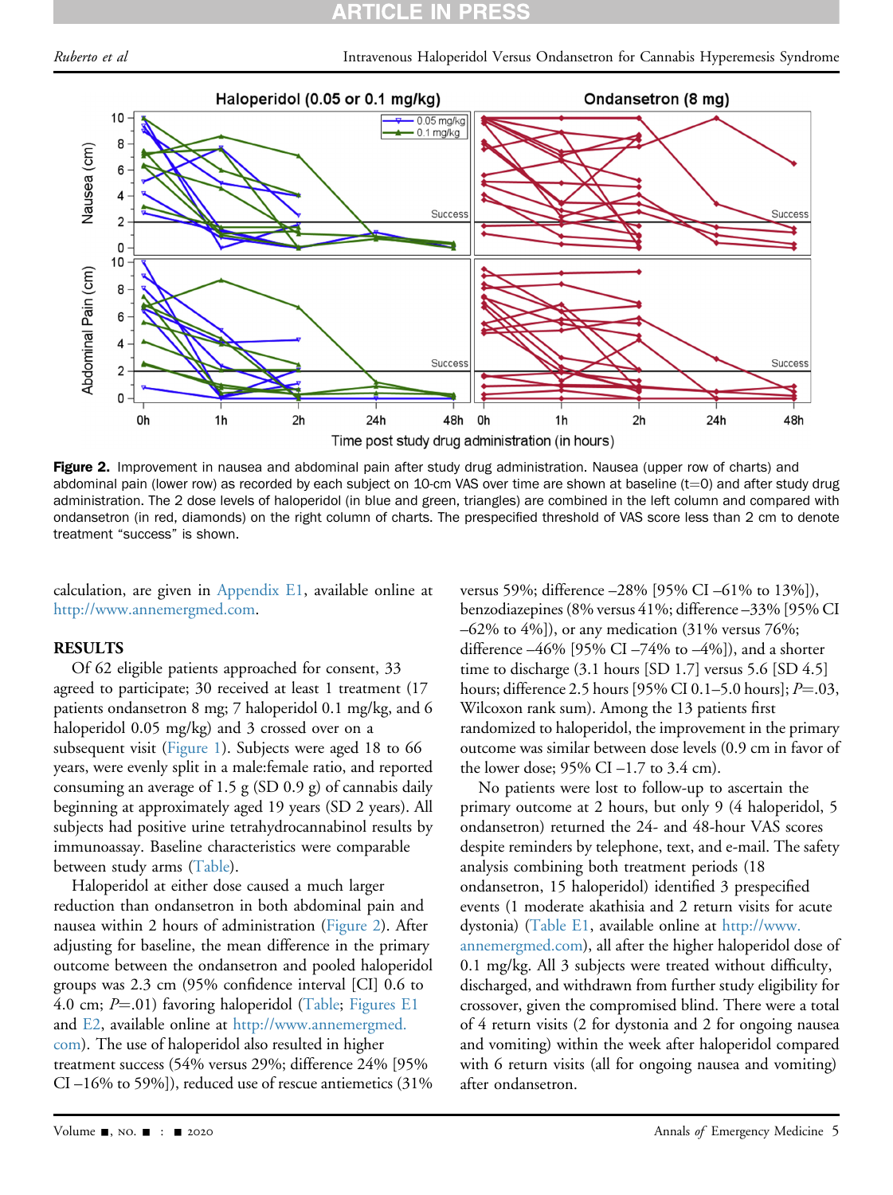Haloperidol (0.05 or 0.1 mg/kg)

Ondansetron (8 mg)

0.05 mg/kg

0.1 mg/kg

Nausea (cm)

Abdominal Pain (cm)

10
8
6
4
2
0

Success

0h 1h 2h 24h 48h

Time post study drug administration (in hours)

**Figure 2.** Improvement in nausea and abdominal pain after study drug administration. Nausea (upper row of charts) and abdominal pain (lower row) as recorded by each subject on 10-cm VAS over time are shown at baseline (t=0) and after study drug administration. The 2 dose levels of haloperidol (in blue and green, triangles) are combined in the left column and compared with ondansetron (in red, diamonds) on the right column of charts. The prespecified threshold of VAS score less than 2 cm to denote treatment "success" is shown.

calculation, are given in Appendix E1, available online at http://www.annemergmed.com.

## RESULTS

Of 62 eligible patients approached for consent, 33 agreed to participate; 30 received at least 1 treatment (17 patients ondansetron 8 mg; 7 haloperidol 0.1 mg/kg, and 6 haloperidol 0.05 mg/kg) and 3 crossed over on a subsequent visit (Figure 1). Subjects were aged 18 to 66 years, were evenly split in a male:female ratio, and reported consuming an average of 1.5 g (SD 0.9 g) of cannabis daily beginning at approximately aged 19 years (SD 2 years). All subjects had positive urine tetrahydrocannabinol results by immunoassay. Baseline characteristics were comparable between study arms (Table).

Haloperidol at either dose caused a much larger reduction than ondansetron in both abdominal pain and nausea within 2 hours of administration (Figure 2). After adjusting for baseline, the mean difference in the primary outcome between the ondansetron and pooled haloperidol groups was 2.3 cm (95% confidence interval [CI] 0.6 to 4.0 cm; $P$=.01) favoring haloperidol (Table; Figures E1 and E2, available online at http://www.annemergmed.com). The use of haloperidol also resulted in higher treatment success (54% versus 29%; difference 24% [95% CI –16% to 59%]), reduced use of rescue antiemetics (31% versus 59%; difference –28% [95% CI –61% to 13%]), benzodiazepines (8% versus 41%; difference –33% [95% CI –62% to 4%]), or any medication (31% versus 76%; difference –46% [95% CI –74% to –4%]), and a shorter time to discharge (3.1 hours [SD 1.7] versus 5.6 [SD 4.5] hours; difference 2.5 hours [95% CI 0.1–5.0 hours]; $P$=.03, Wilcoxon rank sum). Among the 13 patients first randomized to haloperidol, the improvement in the primary outcome was similar between dose levels (0.9 cm in favor of the lower dose; 95% CI –1.7 to 3.4 cm).

No patients were lost to follow-up to ascertain the primary outcome at 2 hours, but only 9 (4 haloperidol, 5 ondansetron) returned the 24- and 48-hour VAS scores despite reminders by telephone, text, and e-mail. The safety analysis combining both treatment periods (18 ondansetron, 15 haloperidol) identified 3 prespecified events (1 moderate akathisia and 2 return visits for acute dystonia) (Table E1, available online at http://www.annemergmed.com), all after the higher haloperidol dose of 0.1 mg/kg. All 3 subjects were treated without difficulty, discharged, and withdrawn from further study eligibility for crossover, given the compromised blind. There were a total of 4 return visits (2 for dystonia and 2 for ongoing nausea and vomiting) within the week after haloperidol compared with 6 return visits (all for ongoing nausea and vomiting) after ondansetron.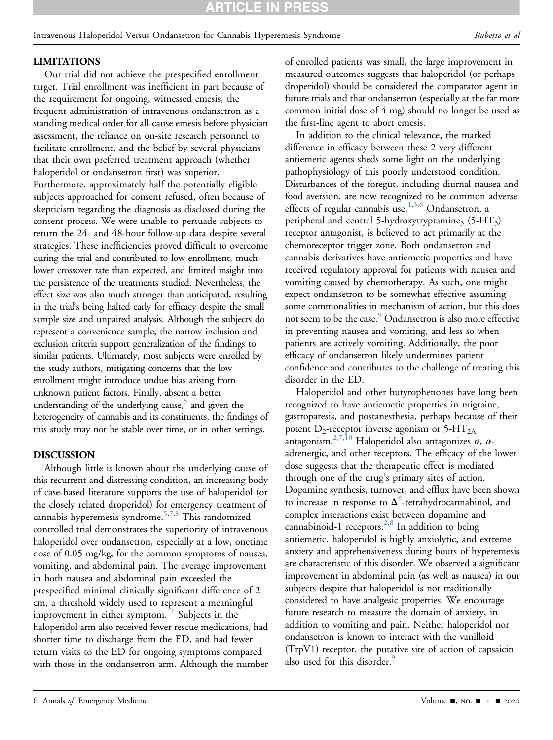## LIMITATIONS

Our trial did not achieve the prespecified enrollment target. Trial enrollment was inefficient in part because of the requirement for ongoing, witnessed emesis, the frequent administration of intravenous ondansetron as a standing medical order for all-cause emesis before physician assessment, the reliance on on-site research personnel to facilitate enrollment, and the belief by several physicians that their own preferred treatment approach (whether haloperidol or ondansetron first) was superior. Furthermore, approximately half the potentially eligible subjects approached for consent refused, often because of skepticism regarding the diagnosis as disclosed during the consent process. We were unable to persuade subjects to return the 24- and 48-hour follow-up data despite several strategies. These inefficiencies proved difficult to overcome during the trial and contributed to low enrollment, much lower crossover rate than expected, and limited insight into the persistence of the treatments studied. Nevertheless, the effect size was also much stronger than anticipated, resulting in the trial's being halted early for efficacy despite the small sample size and unpaired analysis. Although the subjects do represent a convenience sample, the narrow inclusion and exclusion criteria support generalization of the findings to similar patients. Ultimately, most subjects were enrolled by the study authors, mitigating concerns that the low enrollment might introduce undue bias arising from unknown patient factors. Finally, absent a better understanding of the underlying cause,[5] and given the heterogeneity of cannabis and its constituents, the findings of this study may not be stable over time, or in other settings.

## DISCUSSION

Although little is known about the underlying cause of this recurrent and distressing condition, an increasing body of case-based literature supports the use of haloperidol (or the closely related droperidol) for emergency treatment of cannabis hyperemesis syndrome.[5,7,8] This randomized controlled trial demonstrates the superiority of intravenous haloperidol over ondansetron, especially at a low, onetime dose of 0.05 mg/kg, for the common symptoms of nausea, vomiting, and abdominal pain. The average improvement in both nausea and abdominal pain exceeded the prespecified minimal clinically significant difference of 2 cm, a threshold widely used to represent a meaningful improvement in either symptom.[11] Subjects in the haloperidol arm also received fewer rescue medications, had shorter time to discharge from the ED, and had fewer return visits to the ED for ongoing symptoms compared with those in the ondansetron arm. Although the number of enrolled patients was small, the large improvement in measured outcomes suggests that haloperidol (or perhaps droperidol) should be considered the comparator agent in future trials and that ondansetron (especially at the far more common initial dose of 4 mg) should no longer be used as the first-line agent to abort emesis.

In addition to the clinical relevance, the marked difference in efficacy between these 2 very different antiemetic agents sheds some light on the underlying pathophysiology of this poorly understood condition. Disturbances of the foregut, including diurnal nausea and food aversion, are now recognized to be common adverse effects of regular cannabis use.[1,3,6] Ondansetron, a peripheral and central 5-hydroxytryptamine$_3$ (5-HT$_3$) receptor antagonist, is believed to act primarily at the chemoreceptor trigger zone. Both ondansetron and cannabis derivatives have antiemetic properties and have received regulatory approval for patients with nausea and vomiting caused by chemotherapy. As such, one might expect ondansetron to be somewhat effective assuming some commonalities in mechanism of action, but this does not seem to be the case.[9] Ondansetron is also more effective in preventing nausea and vomiting, and less so when patients are actively vomiting. Additionally, the poor efficacy of ondansetron likely undermines patient confidence and contributes to the challenge of treating this disorder in the ED.

Haloperidol and other butyrophenones have long been recognized to have antiemetic properties in migraine, gastroparesis, and postanesthesia, perhaps because of their potent D$_2$-receptor inverse agonism or 5-HT$_{2A}$ antagonism.[2,7,10] Haloperidol also antagonizes $\sigma$, $\alpha$-adrenergic, and other receptors. The efficacy of the lower dose suggests that the therapeutic effect is mediated through one of the drug's primary sites of action. Dopamine synthesis, turnover, and efflux have been shown to increase in response to $\Delta^9$-tetrahydrocannabinol, and complex interactions exist between dopamine and cannabinoid-1 receptors.[2,8] In addition to being antiemetic, haloperidol is highly anxiolytic, and extreme anxiety and apprehensiveness during bouts of hyperemesis are characteristic of this disorder. We observed a significant improvement in abdominal pain (as well as nausea) in our subjects despite that haloperidol is not traditionally considered to have analgesic properties. We encourage future research to measure the domain of anxiety, in addition to vomiting and pain. Neither haloperidol nor ondansetron is known to interact with the vanilloid (TrpV1) receptor, the putative site of action of capsaicin also used for this disorder.[9]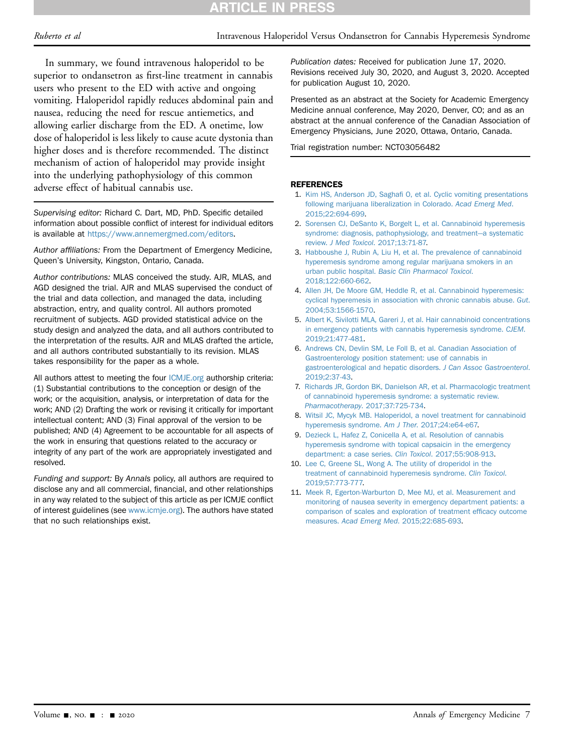In summary, we found intravenous haloperidol to be superior to ondansetron as first-line treatment in cannabis users who present to the ED with active and ongoing vomiting. Haloperidol rapidly reduces abdominal pain and nausea, reducing the need for rescue antiemetics, and allowing earlier discharge from the ED. A onetime, low dose of haloperidol is less likely to cause acute dystonia than higher doses and is therefore recommended. The distinct mechanism of action of haloperidol may provide insight into the underlying pathophysiology of this common adverse effect of habitual cannabis use.

*Supervising editor:* Richard C. Dart, MD, PhD. Specific detailed information about possible conflict of interest for individual editors is available at https://www.annemergmed.com/editors.

*Author affiliations:* From the Department of Emergency Medicine, Queen's University, Kingston, Ontario, Canada.

*Author contributions:* MLAS conceived the study. AJR, MLAS, and AGD designed the trial. AJR and MLAS supervised the conduct of the trial and data collection, and managed the data, including abstraction, entry, and quality control. All authors promoted recruitment of subjects. AGD provided statistical advice on the study design and analyzed the data, and all authors contributed to the interpretation of the results. AJR and MLAS drafted the article, and all authors contributed substantially to its revision. MLAS takes responsibility for the paper as a whole.

All authors attest to meeting the four ICMJE.org authorship criteria: (1) Substantial contributions to the conception or design of the work; or the acquisition, analysis, or interpretation of data for the work; AND (2) Drafting the work or revising it critically for important intellectual content; AND (3) Final approval of the version to be published; AND (4) Agreement to be accountable for all aspects of the work in ensuring that questions related to the accuracy or integrity of any part of the work are appropriately investigated and resolved.

*Funding and support:* By *Annals* policy, all authors are required to disclose any and all commercial, financial, and other relationships in any way related to the subject of this article as per ICMJE conflict of interest guidelines (see www.icmje.org). The authors have stated that no such relationships exist.

*Publication dates:* Received for publication June 17, 2020. Revisions received July 30, 2020, and August 3, 2020. Accepted for publication August 10, 2020.

Presented as an abstract at the Society for Academic Emergency Medicine annual conference, May 2020, Denver, CO; and as an abstract at the annual conference of the Canadian Association of Emergency Physicians, June 2020, Ottawa, Ontario, Canada.

Trial registration number: NCT03056482

## REFERENCES

1. Kim HS, Anderson JD, Saghafi O, et al. Cyclic vomiting presentations following marijuana liberalization in Colorado. *Acad Emerg Med*. 2015;22:694-699.
2. Sorensen CJ, DeSanto K, Borgelt L, et al. Cannabinoid hyperemesis syndrome: diagnosis, pathophysiology, and treatment—a systematic review. *J Med Toxicol*. 2017;13:71-87.
3. Habboushe J, Rubin A, Liu H, et al. The prevalence of cannabinoid hyperemesis syndrome among regular marijuana smokers in an urban public hospital. *Basic Clin Pharmacol Toxicol*. 2018;122:660-662.
4. Allen JH, De Moore GM, Heddle R, et al. Cannabinoid hyperemesis: cyclical hyperemesis in association with chronic cannabis abuse. *Gut*. 2004;53:1566-1570.
5. Albert K, Sivilotti MLA, Gareri J, et al. Hair cannabinoid concentrations in emergency patients with cannabis hyperemesis syndrome. *CJEM*. 2019;21:477-481.
6. Andrews CN, Devlin SM, Le Foll B, et al. Canadian Association of Gastroenterology position statement: use of cannabis in gastroenterological and hepatic disorders. *J Can Assoc Gastroenterol*. 2019;2:37-43.
7. Richards JR, Gordon BK, Danielson AR, et al. Pharmacologic treatment of cannabinoid hyperemesis syndrome: a systematic review. *Pharmacotherapy*. 2017;37:725-734.
8. Witsil JC, Mycyk MB. Haloperidol, a novel treatment for cannabinoid hyperemesis syndrome. *Am J Ther*. 2017;24:e64-e67.
9. Dezieck L, Hafez Z, Conicella A, et al. Resolution of cannabis hyperemesis syndrome with topical capsaicin in the emergency department: a case series. *Clin Toxicol*. 2017;55:908-913.
10. Lee C, Greene SL, Wong A. The utility of droperidol in the treatment of cannabinoid hyperemesis syndrome. *Clin Toxicol*. 2019;57:773-777.
11. Meek R, Egerton-Warburton D, Mee MJ, et al. Measurement and monitoring of nausea severity in emergency department patients: a comparison of scales and exploration of treatment efficacy outcome measures. *Acad Emerg Med*. 2015;22:685-693.